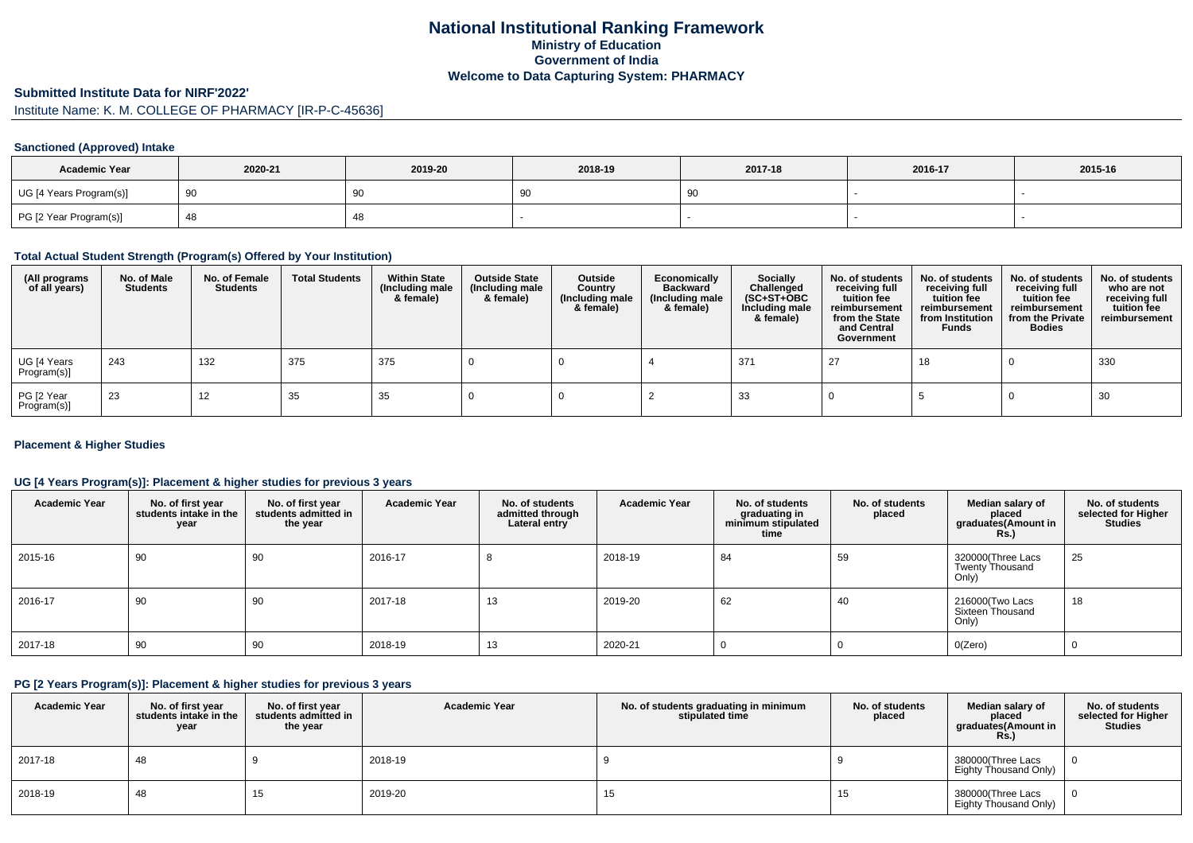# National Institutional Ranking Framework
## Ministry of Education
## Government of India
## Welcome to Data Capturing System: PHARMACY

**Submitted Institute Data for NIRF'2022'**

Institute Name: K. M. COLLEGE OF PHARMACY [IR-P-C-45636]

### Sanctioned (Approved) Intake

| Academic Year | 2020-21 | 2019-20 | 2018-19 | 2017-18 | 2016-17 | 2015-16 |
|---|---|---|---|---|---|---|
| UG [4 Years Program(s)] | 90 | 90 | 90 | 90 | - | - |
| PG [2 Year Program(s)] | 48 | 48 | - | - | - | - |

### Total Actual Student Strength (Program(s) Offered by Your Institution)

| (All programs of all years) | No. of Male Students | No. of Female Students | Total Students | Within State (Including male & female) | Outside State (Including male & female) | Outside Country (Including male & female) | Economically Backward (Including male & female) | Socially Challenged (SC+ST+OBC Including male & female) | No. of students receiving full tuition fee reimbursement from the State and Central Government | No. of students receiving full tuition fee reimbursement from Institution Funds | No. of students receiving full tuition fee reimbursement from the Private Bodies | No. of students who are not receiving full tuition fee reimbursement |
|---|---|---|---|---|---|---|---|---|---|---|---|---|
| UG [4 Years Program(s)] | 243 | 132 | 375 | 375 | 0 | 0 | 4 | 371 | 27 | 18 | 0 | 330 |
| PG [2 Year Program(s)] | 23 | 12 | 35 | 35 | 0 | 0 | 2 | 33 | 0 | 5 | 0 | 30 |

### Placement & Higher Studies

### UG [4 Years Program(s)]: Placement & higher studies for previous 3 years

| Academic Year | No. of first year students intake in the year | No. of first year students admitted in the year | Academic Year | No. of students admitted through Lateral entry | Academic Year | No. of students graduating in minimum stipulated time | No. of students placed | Median salary of placed graduates(Amount in Rs.) | No. of students selected for Higher Studies |
|---|---|---|---|---|---|---|---|---|---|
| 2015-16 | 90 | 90 | 2016-17 | 8 | 2018-19 | 84 | 59 | 320000(Three Lacs Twenty Thousand Only) | 25 |
| 2016-17 | 90 | 90 | 2017-18 | 13 | 2019-20 | 62 | 40 | 216000(Two Lacs Sixteen Thousand Only) | 18 |
| 2017-18 | 90 | 90 | 2018-19 | 13 | 2020-21 | 0 | 0 | 0(Zero) | 0 |

### PG [2 Years Program(s)]: Placement & higher studies for previous 3 years

| Academic Year | No. of first year students intake in the year | No. of first year students admitted in the year | Academic Year | No. of students graduating in minimum stipulated time | No. of students placed | Median salary of placed graduates(Amount in Rs.) | No. of students selected for Higher Studies |
|---|---|---|---|---|---|---|---|
| 2017-18 | 48 | 9 | 2018-19 | 9 | 9 | 380000(Three Lacs Eighty Thousand Only) | 0 |
| 2018-19 | 48 | 15 | 2019-20 | 15 | 15 | 380000(Three Lacs Eighty Thousand Only) | 0 |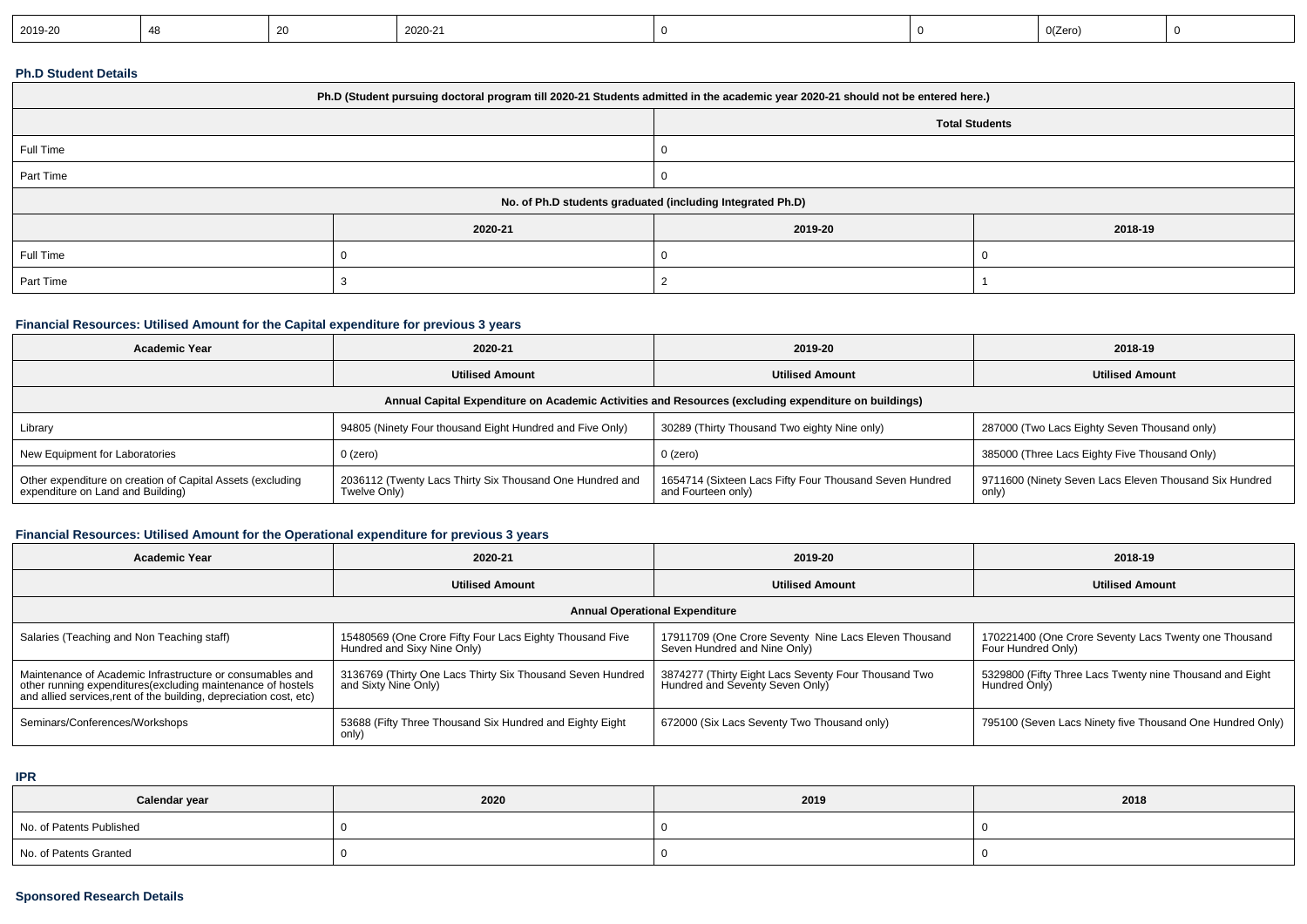| 2019-20 | 48 | 20 | 2020-21 | 0 | 0 | 0(Zero) | 0 |
|---|---|---|---|---|---|---|---|

**Ph.D Student Details**

| Ph.D (Student pursuing doctoral program till 2020-21 Students admitted in the academic year 2020-21 should not be entered here.) | |
|---|---|
| | Total Students |
| Full Time | 0 |
| Part Time | 0 |

| No. of Ph.D students graduated (including Integrated Ph.D) | | | |
|---|---|---|---|
| | 2020-21 | 2019-20 | 2018-19 |
| Full Time | 0 | 0 | 0 |
| Part Time | 3 | 2 | 1 |

**Financial Resources: Utilised Amount for the Capital expenditure for previous 3 years**

| Academic Year | 2020-21 | 2019-20 | 2018-19 |
|---|---|---|---|
| | Utilised Amount | Utilised Amount | Utilised Amount |
| Annual Capital Expenditure on Academic Activities and Resources (excluding expenditure on buildings) | | | |
| Library | 94805 (Ninety Four thousand Eight Hundred and Five Only) | 30289 (Thirty Thousand Two eighty Nine only) | 287000 (Two Lacs Eighty Seven Thousand only) |
| New Equipment for Laboratories | 0 (zero) | 0 (zero) | 385000 (Three Lacs Eighty Five Thousand Only) |
| Other expenditure on creation of Capital Assets (excluding expenditure on Land and Building) | 2036112 (Twenty Lacs Thirty Six Thousand One Hundred and Twelve Only) | 1654714 (Sixteen Lacs Fifty Four Thousand Seven Hundred and Fourteen only) | 9711600 (Ninety Seven Lacs Eleven Thousand Six Hundred only) |

**Financial Resources: Utilised Amount for the Operational expenditure for previous 3 years**

| Academic Year | 2020-21 | 2019-20 | 2018-19 |
|---|---|---|---|
| | Utilised Amount | Utilised Amount | Utilised Amount |
| Annual Operational Expenditure | | | |
| Salaries (Teaching and Non Teaching staff) | 15480569 (One Crore Fifty Four Lacs Eighty Thousand Five Hundred and Sixy Nine Only) | 17911709 (One Crore Seventy Nine Lacs Eleven Thousand Seven Hundred and Nine Only) | 170221400 (One Crore Seventy Lacs Twenty one Thousand Four Hundred Only) |
| Maintenance of Academic Infrastructure or consumables and other running expenditures(excluding maintenance of hostels and allied services,rent of the building, depreciation cost, etc) | 3136769 (Thirty One Lacs Thirty Six Thousand Seven Hundred and Sixty Nine Only) | 3874277 (Thirty Eight Lacs Seventy Four Thousand Two Hundred and Seventy Seven Only) | 5329800 (Fifty Three Lacs Twenty nine Thousand and Eight Hundred Only) |
| Seminars/Conferences/Workshops | 53688 (Fifty Three Thousand Six Hundred and Eighty Eight only) | 672000 (Six Lacs Seventy Two Thousand only) | 795100 (Seven Lacs Ninety five Thousand One Hundred Only) |

**IPR**

| Calendar year | 2020 | 2019 | 2018 |
|---|---|---|---|
| No. of Patents Published | 0 | 0 | 0 |
| No. of Patents Granted | 0 | 0 | 0 |

**Sponsored Research Details**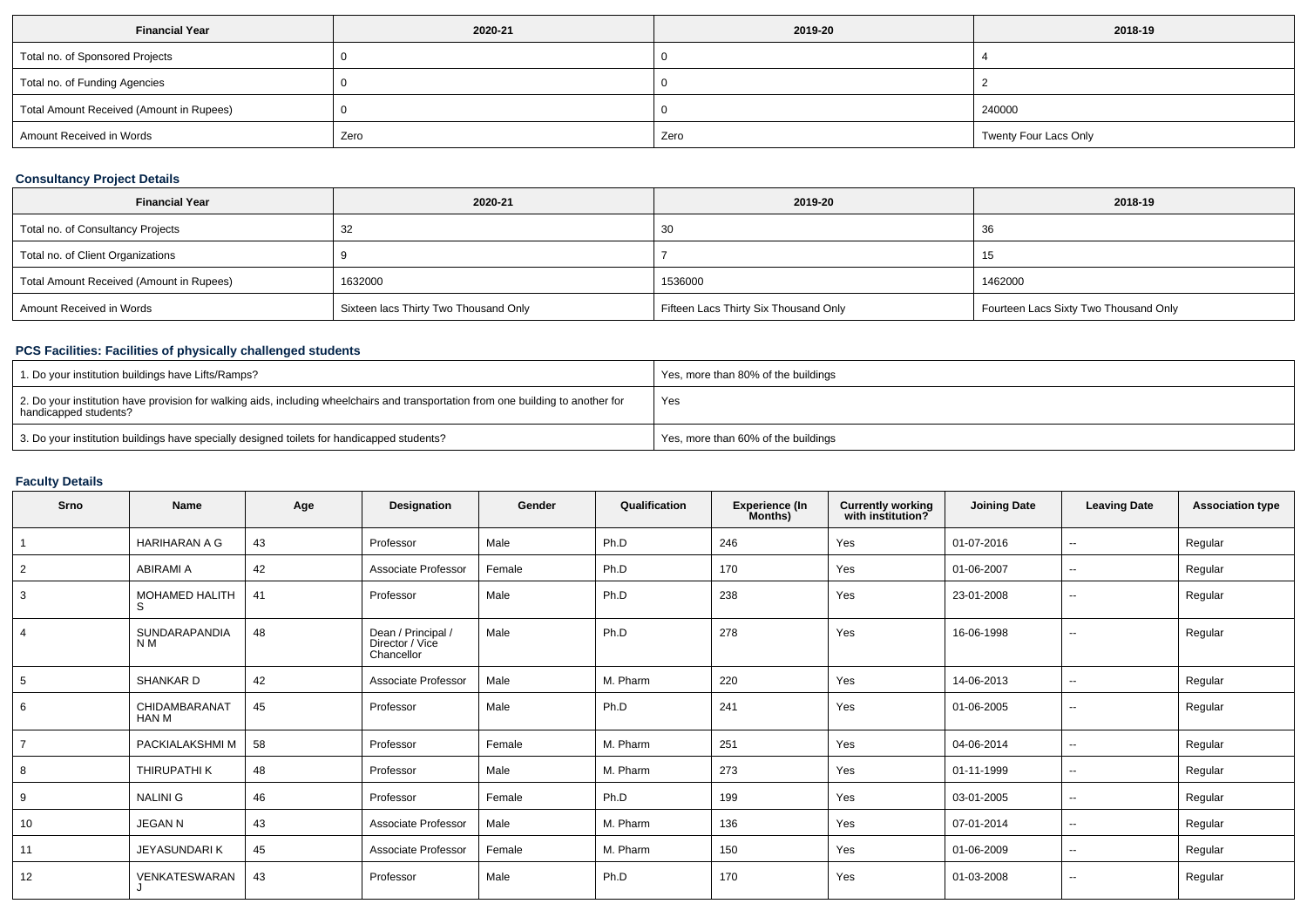| Financial Year | 2020-21 | 2019-20 | 2018-19 |
|---|---|---|---|
| Total no. of Sponsored Projects | 0 | 0 | 4 |
| Total no. of Funding Agencies | 0 | 0 | 2 |
| Total Amount Received (Amount in Rupees) | 0 | 0 | 240000 |
| Amount Received in Words | Zero | Zero | Twenty Four Lacs Only |

### Consultancy Project Details

| Financial Year | 2020-21 | 2019-20 | 2018-19 |
|---|---|---|---|
| Total no. of Consultancy Projects | 32 | 30 | 36 |
| Total no. of Client Organizations | 9 | 7 | 15 |
| Total Amount Received (Amount in Rupees) | 1632000 | 1536000 | 1462000 |
| Amount Received in Words | Sixteen lacs Thirty Two Thousand Only | Fifteen Lacs Thirty Six Thousand Only | Fourteen Lacs Sixty Two Thousand Only |

### PCS Facilities: Facilities of physically challenged students

| | |
|---|---|
| 1. Do your institution buildings have Lifts/Ramps? | Yes, more than 80% of the buildings |
| 2. Do your institution have provision for walking aids, including wheelchairs and transportation from one building to another for handicapped students? | Yes |
| 3. Do your institution buildings have specially designed toilets for handicapped students? | Yes, more than 60% of the buildings |

### Faculty Details

| Srno | Name | Age | Designation | Gender | Qualification | Experience (In Months) | Currently working with institution? | Joining Date | Leaving Date | Association type |
|---|---|---|---|---|---|---|---|---|---|---|
| 1 | HARIHARAN A G | 43 | Professor | Male | Ph.D | 246 | Yes | 01-07-2016 | -- | Regular |
| 2 | ABIRAMI A | 42 | Associate Professor | Female | Ph.D | 170 | Yes | 01-06-2007 | -- | Regular |
| 3 | MOHAMED HALITH S | 41 | Professor | Male | Ph.D | 238 | Yes | 23-01-2008 | -- | Regular |
| 4 | SUNDARAPANDIAN M | 48 | Dean / Principal / Director / Vice Chancellor | Male | Ph.D | 278 | Yes | 16-06-1998 | -- | Regular |
| 5 | SHANKAR D | 42 | Associate Professor | Male | M. Pharm | 220 | Yes | 14-06-2013 | -- | Regular |
| 6 | CHIDAMBARANATHAN M | 45 | Professor | Male | Ph.D | 241 | Yes | 01-06-2005 | -- | Regular |
| 7 | PACKIALAKSHMI M | 58 | Professor | Female | M. Pharm | 251 | Yes | 04-06-2014 | -- | Regular |
| 8 | THIRUPATHI K | 48 | Professor | Male | M. Pharm | 273 | Yes | 01-11-1999 | -- | Regular |
| 9 | NALINI G | 46 | Professor | Female | Ph.D | 199 | Yes | 03-01-2005 | -- | Regular |
| 10 | JEGAN N | 43 | Associate Professor | Male | M. Pharm | 136 | Yes | 07-01-2014 | -- | Regular |
| 11 | JEYASUNDARI K | 45 | Associate Professor | Female | M. Pharm | 150 | Yes | 01-06-2009 | -- | Regular |
| 12 | VENKATESWARAN J | 43 | Professor | Male | Ph.D | 170 | Yes | 01-03-2008 | -- | Regular |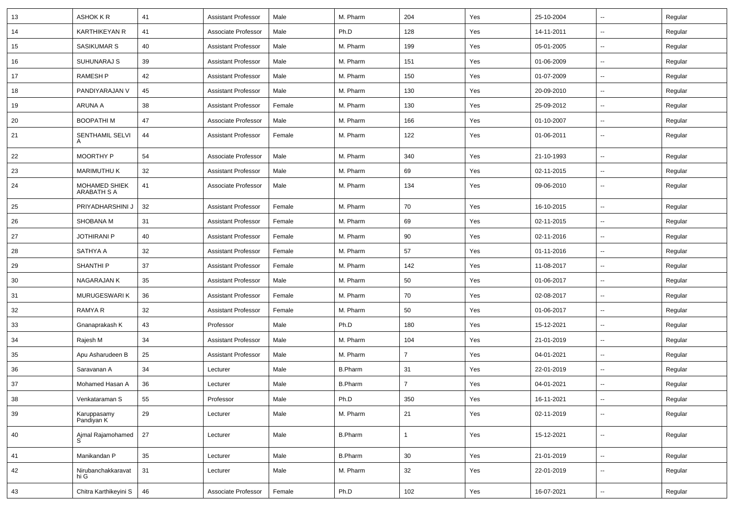| 13 | ASHOK K R | 41 | Assistant Professor | Male | M. Pharm | 204 | Yes | 25-10-2004 | -- | Regular |
|---|---|---|---|---|---|---|---|---|---|---|
| 14 | KARTHIKEYAN R | 41 | Associate Professor | Male | Ph.D | 128 | Yes | 14-11-2011 | -- | Regular |
| 15 | SASIKUMAR S | 40 | Assistant Professor | Male | M. Pharm | 199 | Yes | 05-01-2005 | -- | Regular |
| 16 | SUHUNARAJ S | 39 | Assistant Professor | Male | M. Pharm | 151 | Yes | 01-06-2009 | -- | Regular |
| 17 | RAMESH P | 42 | Assistant Professor | Male | M. Pharm | 150 | Yes | 01-07-2009 | -- | Regular |
| 18 | PANDIYARAJAN V | 45 | Assistant Professor | Male | M. Pharm | 130 | Yes | 20-09-2010 | -- | Regular |
| 19 | ARUNA A | 38 | Assistant Professor | Female | M. Pharm | 130 | Yes | 25-09-2012 | -- | Regular |
| 20 | BOOPATHI M | 47 | Associate Professor | Male | M. Pharm | 166 | Yes | 01-10-2007 | -- | Regular |
| 21 | SENTHAMIL SELVI A | 44 | Assistant Professor | Female | M. Pharm | 122 | Yes | 01-06-2011 | -- | Regular |
| 22 | MOORTHY P | 54 | Associate Professor | Male | M. Pharm | 340 | Yes | 21-10-1993 | -- | Regular |
| 23 | MARIMUTHU K | 32 | Assistant Professor | Male | M. Pharm | 69 | Yes | 02-11-2015 | -- | Regular |
| 24 | MOHAMED SHIEK ARABATH S A | 41 | Associate Professor | Male | M. Pharm | 134 | Yes | 09-06-2010 | -- | Regular |
| 25 | PRIYADHARSHINI J | 32 | Assistant Professor | Female | M. Pharm | 70 | Yes | 16-10-2015 | -- | Regular |
| 26 | SHOBANA M | 31 | Assistant Professor | Female | M. Pharm | 69 | Yes | 02-11-2015 | -- | Regular |
| 27 | JOTHIRANI P | 40 | Assistant Professor | Female | M. Pharm | 90 | Yes | 02-11-2016 | -- | Regular |
| 28 | SATHYA A | 32 | Assistant Professor | Female | M. Pharm | 57 | Yes | 01-11-2016 | -- | Regular |
| 29 | SHANTHI P | 37 | Assistant Professor | Female | M. Pharm | 142 | Yes | 11-08-2017 | -- | Regular |
| 30 | NAGARAJAN K | 35 | Assistant Professor | Male | M. Pharm | 50 | Yes | 01-06-2017 | -- | Regular |
| 31 | MURUGESWARI K | 36 | Assistant Professor | Female | M. Pharm | 70 | Yes | 02-08-2017 | -- | Regular |
| 32 | RAMYA R | 32 | Assistant Professor | Female | M. Pharm | 50 | Yes | 01-06-2017 | -- | Regular |
| 33 | Gnanaprakash K | 43 | Professor | Male | Ph.D | 180 | Yes | 15-12-2021 | -- | Regular |
| 34 | Rajesh M | 34 | Assistant Professor | Male | M. Pharm | 104 | Yes | 21-01-2019 | -- | Regular |
| 35 | Apu Asharudeen B | 25 | Assistant Professor | Male | M. Pharm | 7 | Yes | 04-01-2021 | -- | Regular |
| 36 | Saravanan A | 34 | Lecturer | Male | B.Pharm | 31 | Yes | 22-01-2019 | -- | Regular |
| 37 | Mohamed Hasan A | 36 | Lecturer | Male | B.Pharm | 7 | Yes | 04-01-2021 | -- | Regular |
| 38 | Venkataraman S | 55 | Professor | Male | Ph.D | 350 | Yes | 16-11-2021 | -- | Regular |
| 39 | Karuppasamy Pandiyan K | 29 | Lecturer | Male | M. Pharm | 21 | Yes | 02-11-2019 | -- | Regular |
| 40 | Ajmal Rajamohamed S | 27 | Lecturer | Male | B.Pharm | 1 | Yes | 15-12-2021 | -- | Regular |
| 41 | Manikandan P | 35 | Lecturer | Male | B.Pharm | 30 | Yes | 21-01-2019 | -- | Regular |
| 42 | Nirubanchakkaravathi G | 31 | Lecturer | Male | M. Pharm | 32 | Yes | 22-01-2019 | -- | Regular |
| 43 | Chitra Karthikeyini S | 46 | Associate Professor | Female | Ph.D | 102 | Yes | 16-07-2021 | -- | Regular |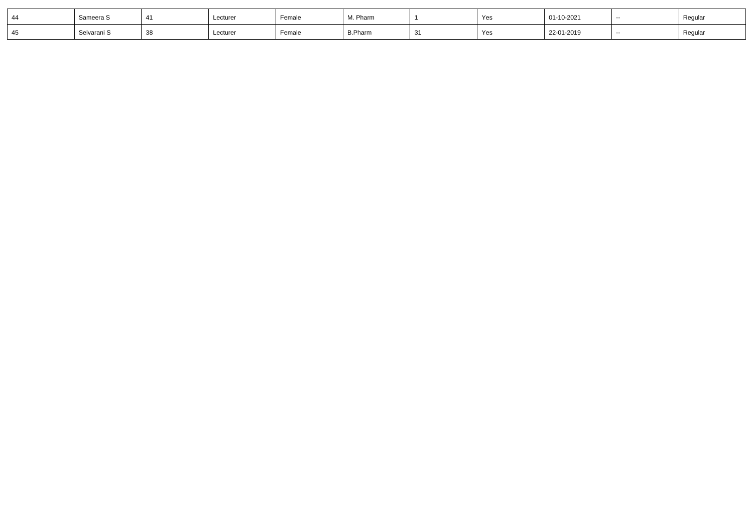| | | | | | | | | | | |
|---|---|---|---|---|---|---|---|---|---|---|
| 44 | Sameera S | 41 | Lecturer | Female | M. Pharm | 1 | Yes | 01-10-2021 | -- | Regular |
| 45 | Selvarani S | 38 | Lecturer | Female | B.Pharm | 31 | Yes | 22-01-2019 | -- | Regular |